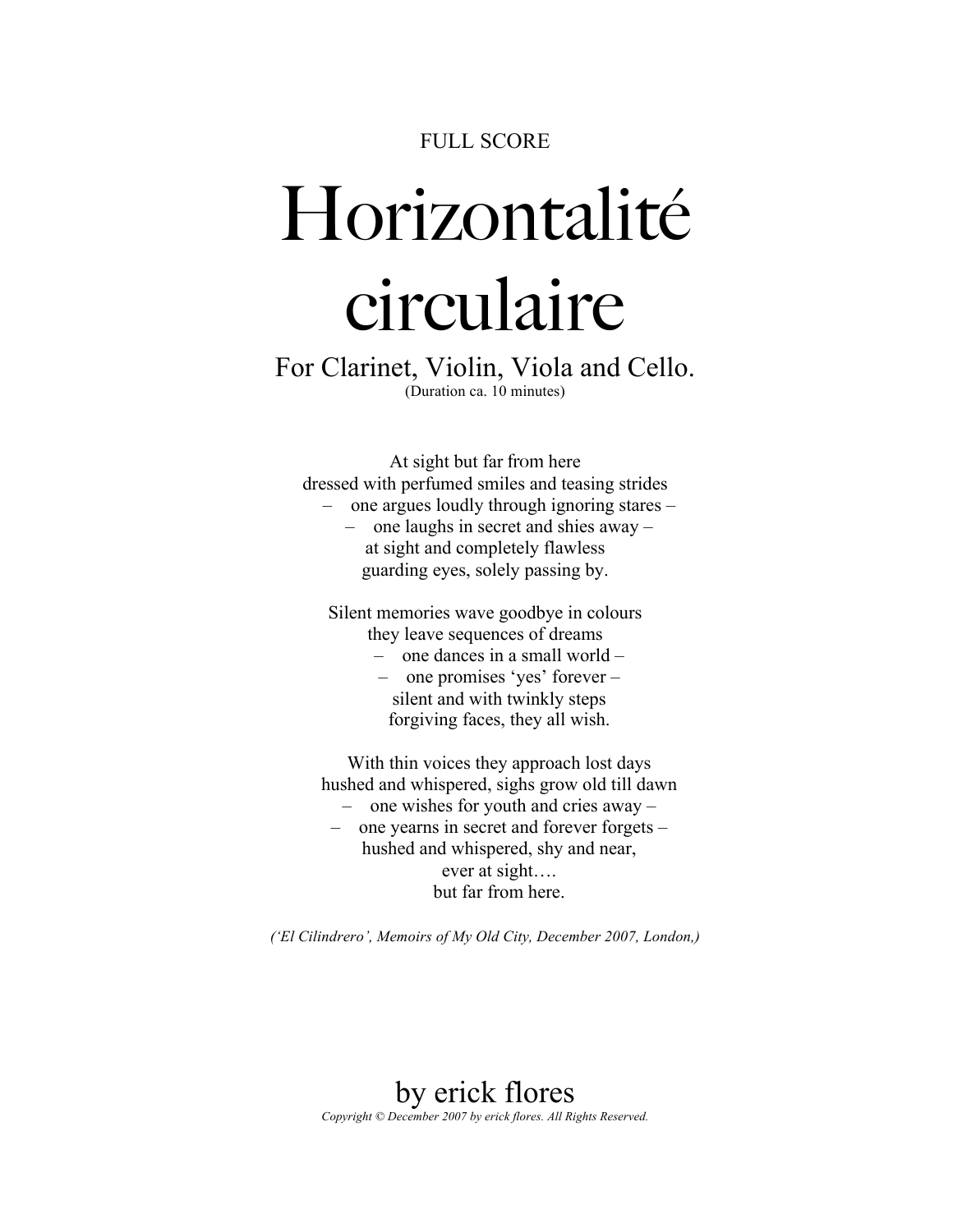FULL SCORE

# Horizontalité circulaire

For Clarinet, Violin, Viola and Cello.

(Duration ca. 10 minutes)

At sight but far from here
dressed with perfumed smiles and teasing strides
– one argues loudly through ignoring stares –
– one laughs in secret and shies away –
at sight and completely flawless
guarding eyes, solely passing by.

Silent memories wave goodbye in colours
they leave sequences of dreams
– one dances in a small world –
– one promises 'yes' forever –
silent and with twinkly steps
forgiving faces, they all wish.

With thin voices they approach lost days
hushed and whispered, sighs grow old till dawn
– one wishes for youth and cries away –
– one yearns in secret and forever forgets –
hushed and whispered, shy and near,
ever at sight….
but far from here.

*('El Cilindrero', Memoirs of My Old City, December 2007, London,)*

by erick flores

*Copyright © December 2007 by erick flores. All Rights Reserved.*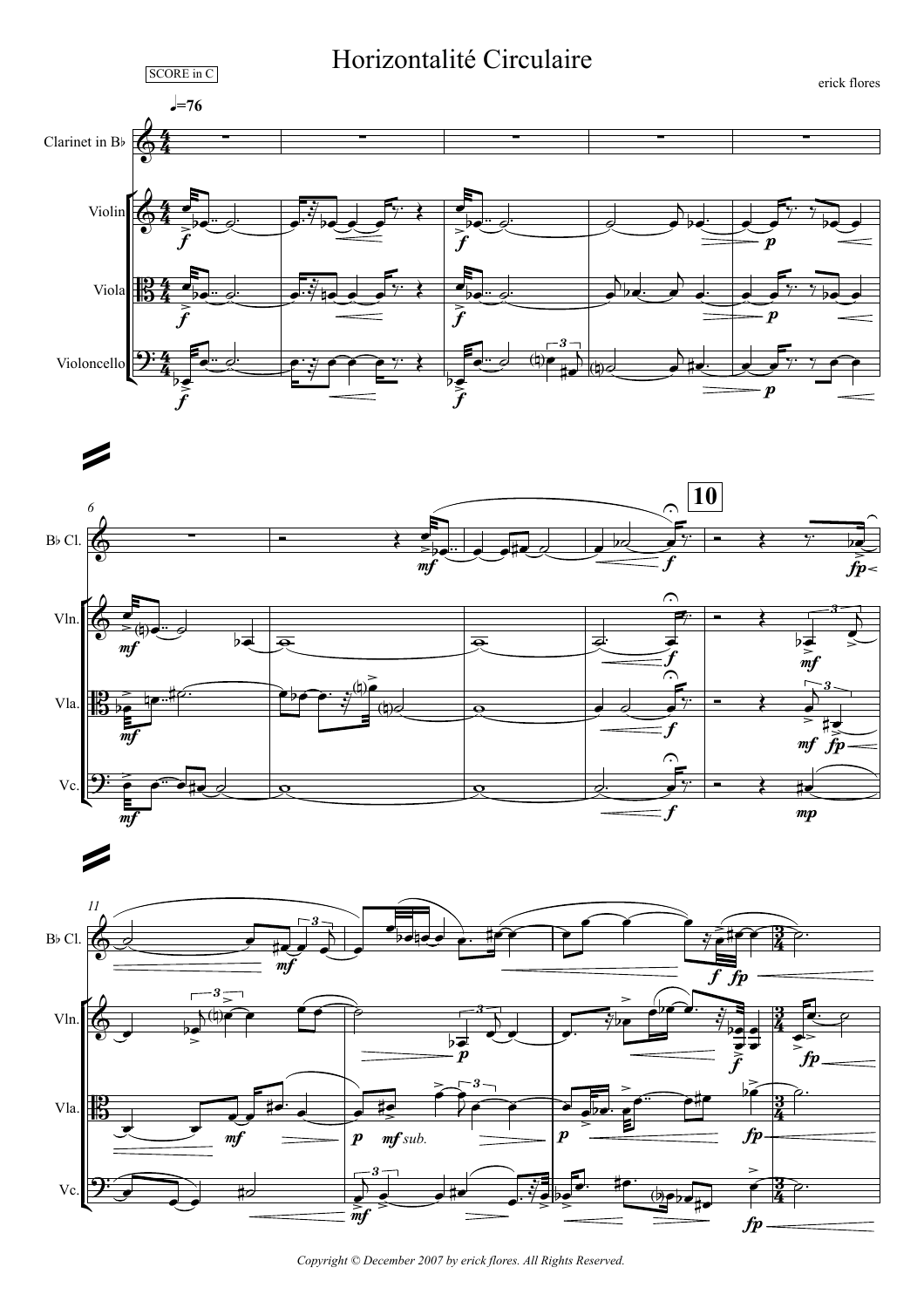# Horizontalité Circulaire

SCORE in C

erick flores

Copyright © December 2007 by erick flores. All Rights Reserved.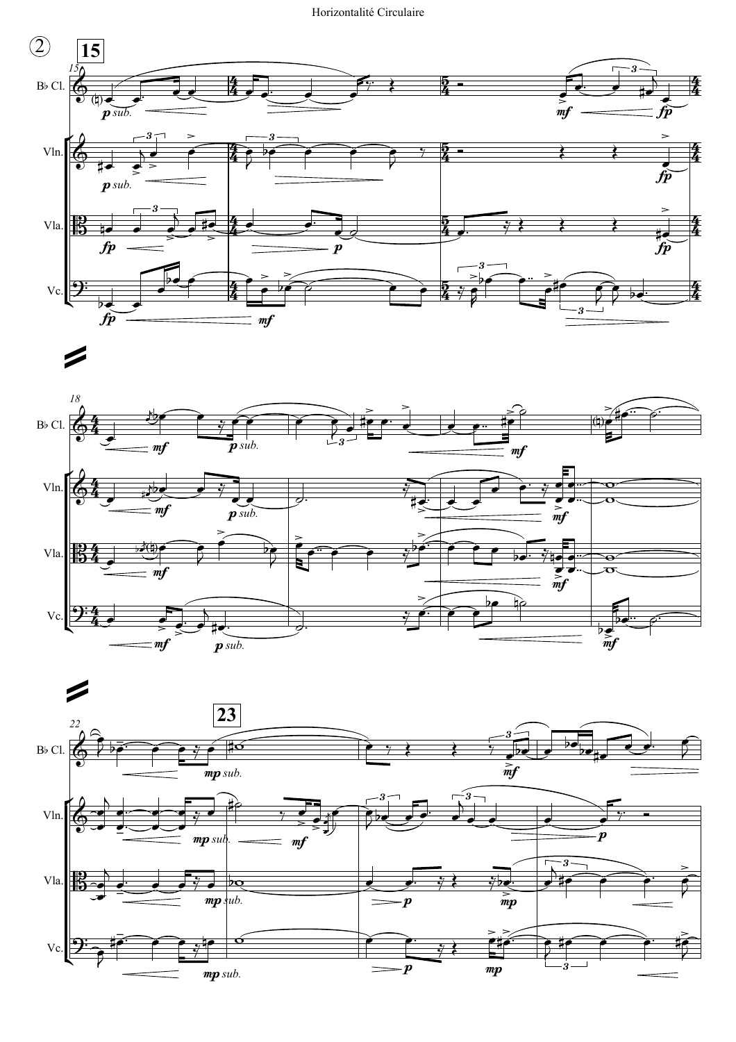**15**

B♭ Cl.

Vln.

Vla.

Vc.

*p sub.* *mf* *fp* *p*

**23**

*mp sub.* *mf* *p* *mp*